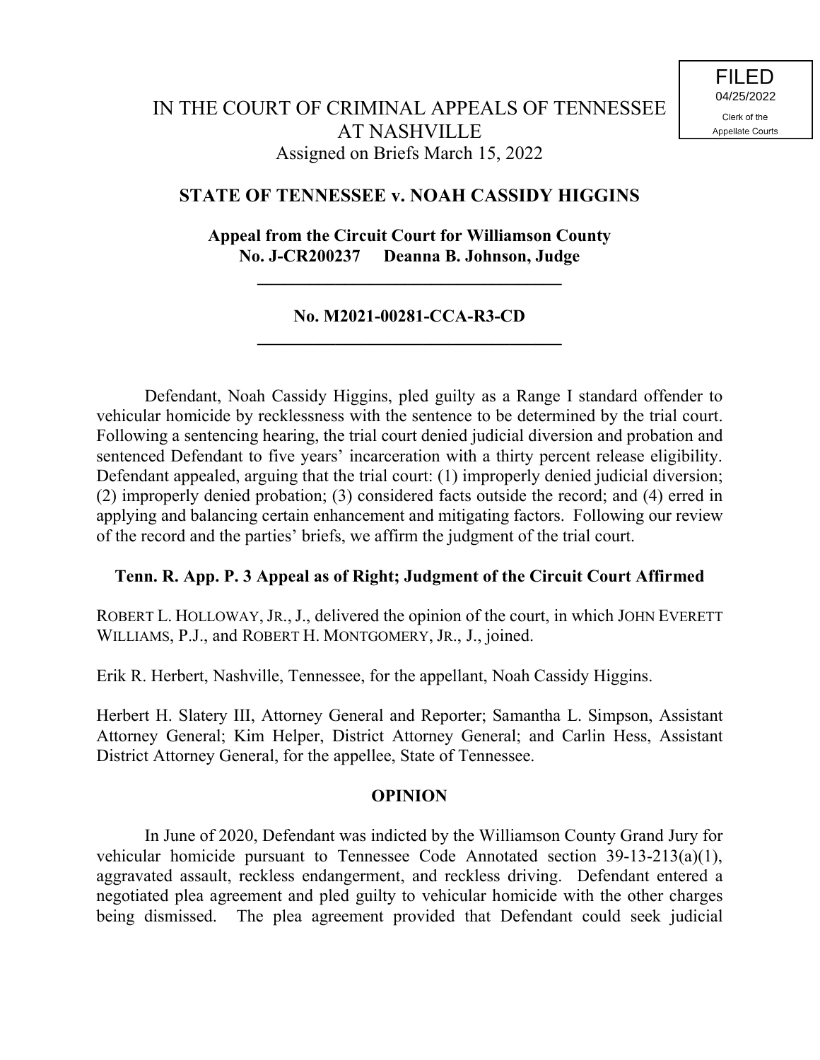FILED
04/25/2022
Clerk of the
Appellate Courts

# IN THE COURT OF CRIMINAL APPEALS OF TENNESSEE
## AT NASHVILLE
Assigned on Briefs March 15, 2022

## STATE OF TENNESSEE v. NOAH CASSIDY HIGGINS

**Appeal from the Circuit Court for Williamson County**
**No. J-CR200237 Deanna B. Johnson, Judge**

---

**No. M2021-00281-CCA-R3-CD**

---

Defendant, Noah Cassidy Higgins, pled guilty as a Range I standard offender to vehicular homicide by recklessness with the sentence to be determined by the trial court. Following a sentencing hearing, the trial court denied judicial diversion and probation and sentenced Defendant to five years' incarceration with a thirty percent release eligibility. Defendant appealed, arguing that the trial court: (1) improperly denied judicial diversion; (2) improperly denied probation; (3) considered facts outside the record; and (4) erred in applying and balancing certain enhancement and mitigating factors. Following our review of the record and the parties' briefs, we affirm the judgment of the trial court.

**Tenn. R. App. P. 3 Appeal as of Right; Judgment of the Circuit Court Affirmed**

ROBERT L. HOLLOWAY, JR., J., delivered the opinion of the court, in which JOHN EVERETT WILLIAMS, P.J., and ROBERT H. MONTGOMERY, JR., J., joined.

Erik R. Herbert, Nashville, Tennessee, for the appellant, Noah Cassidy Higgins.

Herbert H. Slatery III, Attorney General and Reporter; Samantha L. Simpson, Assistant Attorney General; Kim Helper, District Attorney General; and Carlin Hess, Assistant District Attorney General, for the appellee, State of Tennessee.

## OPINION

In June of 2020, Defendant was indicted by the Williamson County Grand Jury for vehicular homicide pursuant to Tennessee Code Annotated section 39-13-213(a)(1), aggravated assault, reckless endangerment, and reckless driving. Defendant entered a negotiated plea agreement and pled guilty to vehicular homicide with the other charges being dismissed. The plea agreement provided that Defendant could seek judicial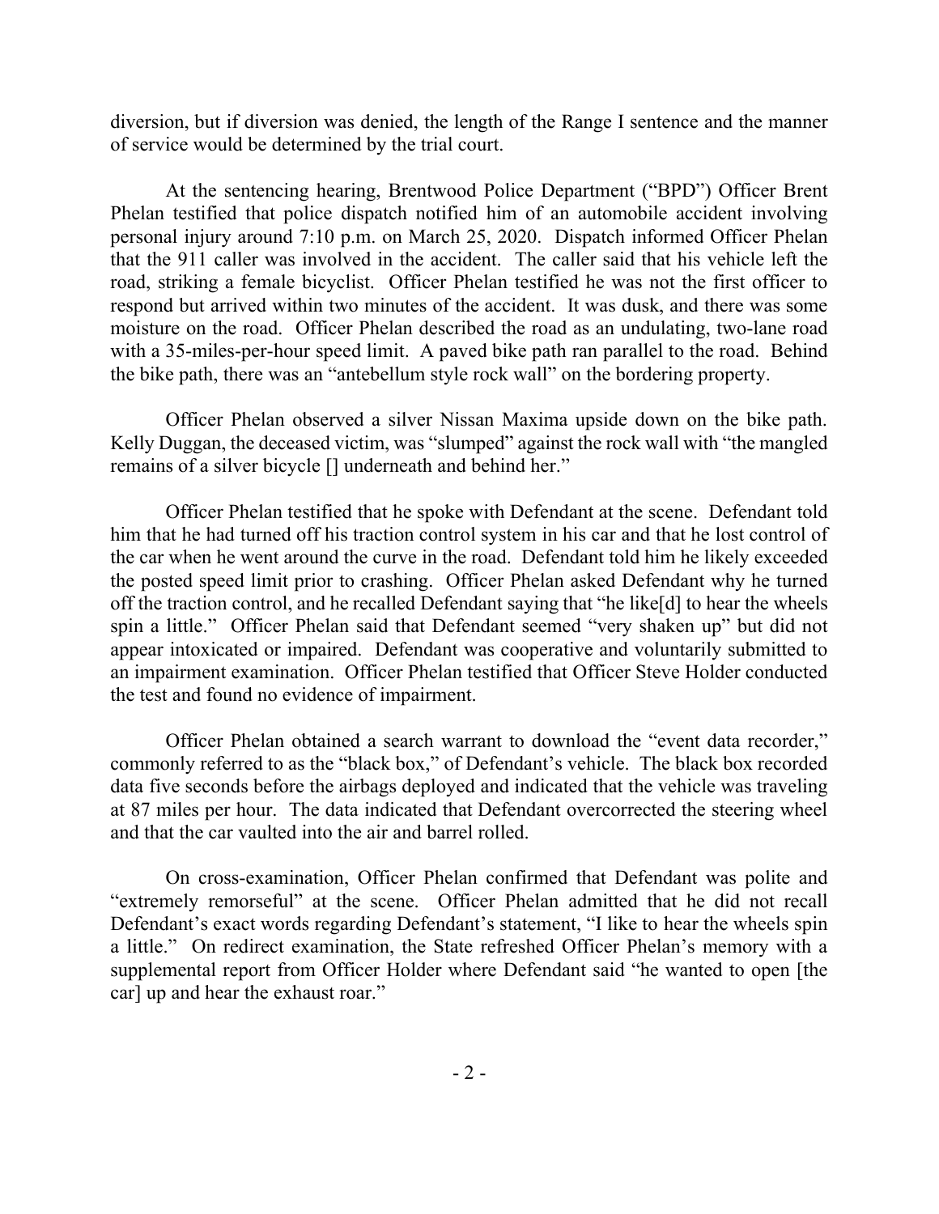diversion, but if diversion was denied, the length of the Range I sentence and the manner of service would be determined by the trial court.

At the sentencing hearing, Brentwood Police Department ("BPD") Officer Brent Phelan testified that police dispatch notified him of an automobile accident involving personal injury around 7:10 p.m. on March 25, 2020. Dispatch informed Officer Phelan that the 911 caller was involved in the accident. The caller said that his vehicle left the road, striking a female bicyclist. Officer Phelan testified he was not the first officer to respond but arrived within two minutes of the accident. It was dusk, and there was some moisture on the road. Officer Phelan described the road as an undulating, two-lane road with a 35-miles-per-hour speed limit. A paved bike path ran parallel to the road. Behind the bike path, there was an "antebellum style rock wall" on the bordering property.

Officer Phelan observed a silver Nissan Maxima upside down on the bike path. Kelly Duggan, the deceased victim, was "slumped" against the rock wall with "the mangled remains of a silver bicycle [] underneath and behind her."

Officer Phelan testified that he spoke with Defendant at the scene. Defendant told him that he had turned off his traction control system in his car and that he lost control of the car when he went around the curve in the road. Defendant told him he likely exceeded the posted speed limit prior to crashing. Officer Phelan asked Defendant why he turned off the traction control, and he recalled Defendant saying that "he like[d] to hear the wheels spin a little." Officer Phelan said that Defendant seemed "very shaken up" but did not appear intoxicated or impaired. Defendant was cooperative and voluntarily submitted to an impairment examination. Officer Phelan testified that Officer Steve Holder conducted the test and found no evidence of impairment.

Officer Phelan obtained a search warrant to download the "event data recorder," commonly referred to as the "black box," of Defendant's vehicle. The black box recorded data five seconds before the airbags deployed and indicated that the vehicle was traveling at 87 miles per hour. The data indicated that Defendant overcorrected the steering wheel and that the car vaulted into the air and barrel rolled.

On cross-examination, Officer Phelan confirmed that Defendant was polite and "extremely remorseful" at the scene. Officer Phelan admitted that he did not recall Defendant's exact words regarding Defendant's statement, "I like to hear the wheels spin a little." On redirect examination, the State refreshed Officer Phelan's memory with a supplemental report from Officer Holder where Defendant said "he wanted to open [the car] up and hear the exhaust roar."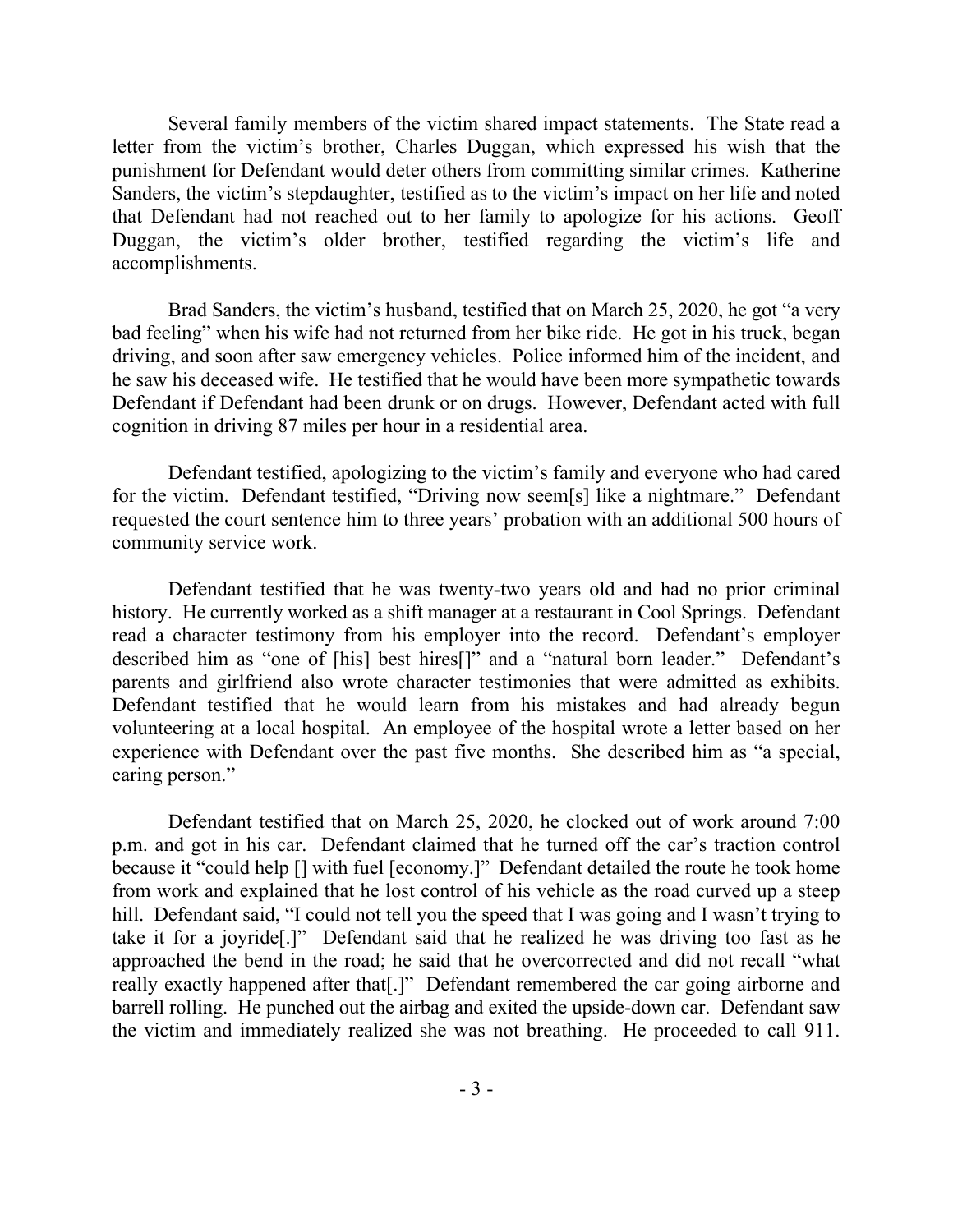Several family members of the victim shared impact statements. The State read a letter from the victim's brother, Charles Duggan, which expressed his wish that the punishment for Defendant would deter others from committing similar crimes. Katherine Sanders, the victim's stepdaughter, testified as to the victim's impact on her life and noted that Defendant had not reached out to her family to apologize for his actions. Geoff Duggan, the victim's older brother, testified regarding the victim's life and accomplishments.

Brad Sanders, the victim's husband, testified that on March 25, 2020, he got "a very bad feeling" when his wife had not returned from her bike ride. He got in his truck, began driving, and soon after saw emergency vehicles. Police informed him of the incident, and he saw his deceased wife. He testified that he would have been more sympathetic towards Defendant if Defendant had been drunk or on drugs. However, Defendant acted with full cognition in driving 87 miles per hour in a residential area.

Defendant testified, apologizing to the victim's family and everyone who had cared for the victim. Defendant testified, "Driving now seem[s] like a nightmare." Defendant requested the court sentence him to three years' probation with an additional 500 hours of community service work.

Defendant testified that he was twenty-two years old and had no prior criminal history. He currently worked as a shift manager at a restaurant in Cool Springs. Defendant read a character testimony from his employer into the record. Defendant's employer described him as "one of [his] best hires[]" and a "natural born leader." Defendant's parents and girlfriend also wrote character testimonies that were admitted as exhibits. Defendant testified that he would learn from his mistakes and had already begun volunteering at a local hospital. An employee of the hospital wrote a letter based on her experience with Defendant over the past five months. She described him as "a special, caring person."

Defendant testified that on March 25, 2020, he clocked out of work around 7:00 p.m. and got in his car. Defendant claimed that he turned off the car's traction control because it "could help [] with fuel [economy.]" Defendant detailed the route he took home from work and explained that he lost control of his vehicle as the road curved up a steep hill. Defendant said, "I could not tell you the speed that I was going and I wasn't trying to take it for a joyride[.]" Defendant said that he realized he was driving too fast as he approached the bend in the road; he said that he overcorrected and did not recall "what really exactly happened after that[.]" Defendant remembered the car going airborne and barrell rolling. He punched out the airbag and exited the upside-down car. Defendant saw the victim and immediately realized she was not breathing. He proceeded to call 911.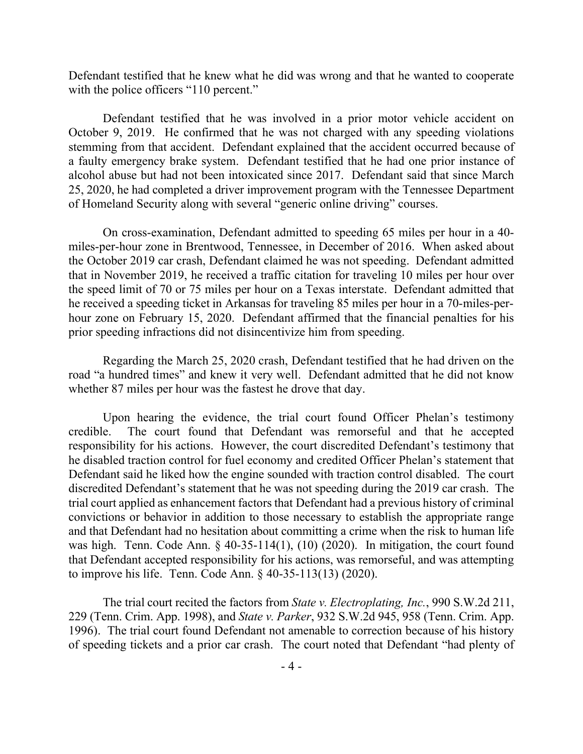Defendant testified that he knew what he did was wrong and that he wanted to cooperate with the police officers "110 percent."

Defendant testified that he was involved in a prior motor vehicle accident on October 9, 2019. He confirmed that he was not charged with any speeding violations stemming from that accident. Defendant explained that the accident occurred because of a faulty emergency brake system. Defendant testified that he had one prior instance of alcohol abuse but had not been intoxicated since 2017. Defendant said that since March 25, 2020, he had completed a driver improvement program with the Tennessee Department of Homeland Security along with several "generic online driving" courses.

On cross-examination, Defendant admitted to speeding 65 miles per hour in a 40-miles-per-hour zone in Brentwood, Tennessee, in December of 2016. When asked about the October 2019 car crash, Defendant claimed he was not speeding. Defendant admitted that in November 2019, he received a traffic citation for traveling 10 miles per hour over the speed limit of 70 or 75 miles per hour on a Texas interstate. Defendant admitted that he received a speeding ticket in Arkansas for traveling 85 miles per hour in a 70-miles-per-hour zone on February 15, 2020. Defendant affirmed that the financial penalties for his prior speeding infractions did not disincentivize him from speeding.

Regarding the March 25, 2020 crash, Defendant testified that he had driven on the road "a hundred times" and knew it very well. Defendant admitted that he did not know whether 87 miles per hour was the fastest he drove that day.

Upon hearing the evidence, the trial court found Officer Phelan's testimony credible. The court found that Defendant was remorseful and that he accepted responsibility for his actions. However, the court discredited Defendant's testimony that he disabled traction control for fuel economy and credited Officer Phelan's statement that Defendant said he liked how the engine sounded with traction control disabled. The court discredited Defendant's statement that he was not speeding during the 2019 car crash. The trial court applied as enhancement factors that Defendant had a previous history of criminal convictions or behavior in addition to those necessary to establish the appropriate range and that Defendant had no hesitation about committing a crime when the risk to human life was high. Tenn. Code Ann. § 40-35-114(1), (10) (2020). In mitigation, the court found that Defendant accepted responsibility for his actions, was remorseful, and was attempting to improve his life. Tenn. Code Ann. § 40-35-113(13) (2020).

The trial court recited the factors from *State v. Electroplating, Inc.*, 990 S.W.2d 211, 229 (Tenn. Crim. App. 1998), and *State v. Parker*, 932 S.W.2d 945, 958 (Tenn. Crim. App. 1996). The trial court found Defendant not amenable to correction because of his history of speeding tickets and a prior car crash. The court noted that Defendant "had plenty of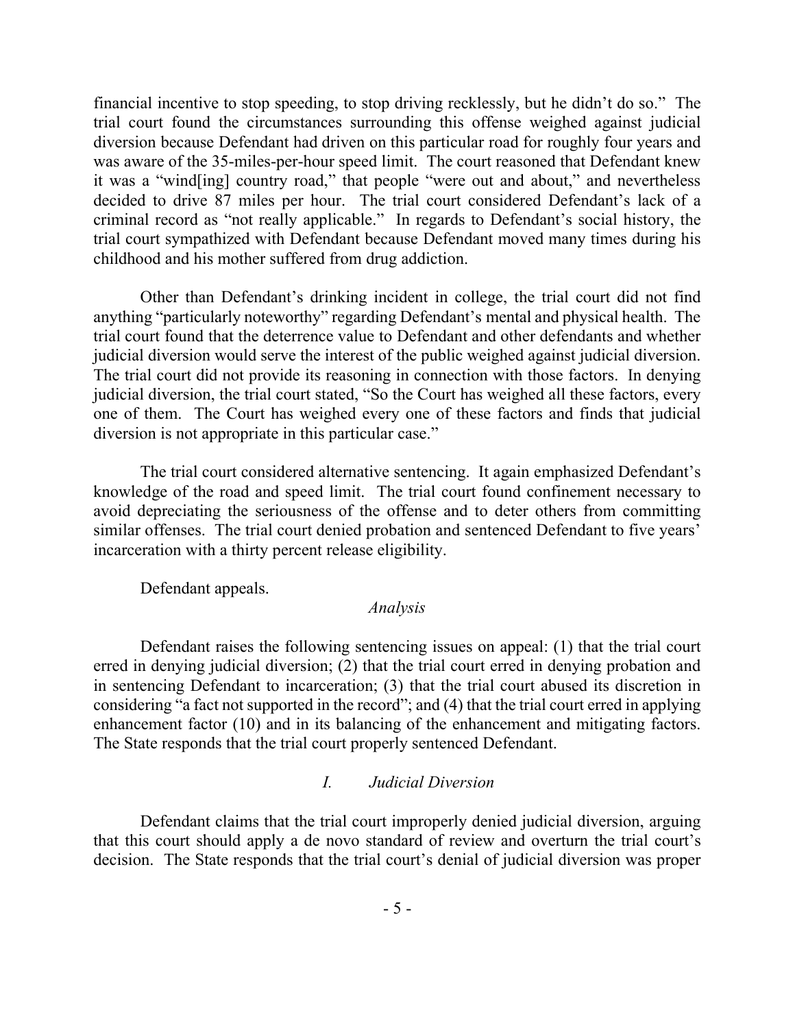financial incentive to stop speeding, to stop driving recklessly, but he didn't do so." The trial court found the circumstances surrounding this offense weighed against judicial diversion because Defendant had driven on this particular road for roughly four years and was aware of the 35-miles-per-hour speed limit. The court reasoned that Defendant knew it was a "wind[ing] country road," that people "were out and about," and nevertheless decided to drive 87 miles per hour. The trial court considered Defendant's lack of a criminal record as "not really applicable." In regards to Defendant's social history, the trial court sympathized with Defendant because Defendant moved many times during his childhood and his mother suffered from drug addiction.

Other than Defendant's drinking incident in college, the trial court did not find anything "particularly noteworthy" regarding Defendant's mental and physical health. The trial court found that the deterrence value to Defendant and other defendants and whether judicial diversion would serve the interest of the public weighed against judicial diversion. The trial court did not provide its reasoning in connection with those factors. In denying judicial diversion, the trial court stated, "So the Court has weighed all these factors, every one of them. The Court has weighed every one of these factors and finds that judicial diversion is not appropriate in this particular case."

The trial court considered alternative sentencing. It again emphasized Defendant's knowledge of the road and speed limit. The trial court found confinement necessary to avoid depreciating the seriousness of the offense and to deter others from committing similar offenses. The trial court denied probation and sentenced Defendant to five years' incarceration with a thirty percent release eligibility.

Defendant appeals.

## *Analysis*

Defendant raises the following sentencing issues on appeal: (1) that the trial court erred in denying judicial diversion; (2) that the trial court erred in denying probation and in sentencing Defendant to incarceration; (3) that the trial court abused its discretion in considering "a fact not supported in the record"; and (4) that the trial court erred in applying enhancement factor (10) and in its balancing of the enhancement and mitigating factors. The State responds that the trial court properly sentenced Defendant.

### *I. Judicial Diversion*

Defendant claims that the trial court improperly denied judicial diversion, arguing that this court should apply a de novo standard of review and overturn the trial court's decision. The State responds that the trial court's denial of judicial diversion was proper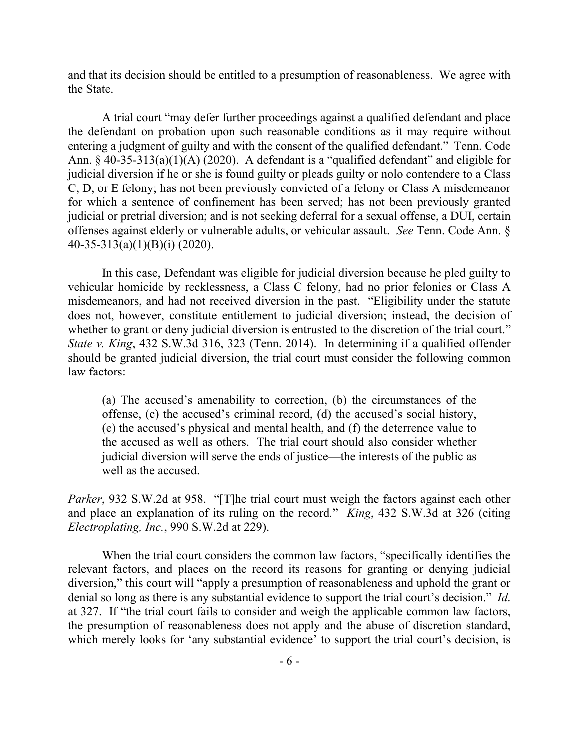and that its decision should be entitled to a presumption of reasonableness. We agree with the State.

A trial court "may defer further proceedings against a qualified defendant and place the defendant on probation upon such reasonable conditions as it may require without entering a judgment of guilty and with the consent of the qualified defendant." Tenn. Code Ann. § 40-35-313(a)(1)(A) (2020). A defendant is a "qualified defendant" and eligible for judicial diversion if he or she is found guilty or pleads guilty or nolo contendere to a Class C, D, or E felony; has not been previously convicted of a felony or Class A misdemeanor for which a sentence of confinement has been served; has not been previously granted judicial or pretrial diversion; and is not seeking deferral for a sexual offense, a DUI, certain offenses against elderly or vulnerable adults, or vehicular assault. *See* Tenn. Code Ann. § 40-35-313(a)(1)(B)(i) (2020).

In this case, Defendant was eligible for judicial diversion because he pled guilty to vehicular homicide by recklessness, a Class C felony, had no prior felonies or Class A misdemeanors, and had not received diversion in the past. "Eligibility under the statute does not, however, constitute entitlement to judicial diversion; instead, the decision of whether to grant or deny judicial diversion is entrusted to the discretion of the trial court." *State v. King*, 432 S.W.3d 316, 323 (Tenn. 2014). In determining if a qualified offender should be granted judicial diversion, the trial court must consider the following common law factors:

> (a) The accused's amenability to correction, (b) the circumstances of the offense, (c) the accused's criminal record, (d) the accused's social history, (e) the accused's physical and mental health, and (f) the deterrence value to the accused as well as others. The trial court should also consider whether judicial diversion will serve the ends of justice—the interests of the public as well as the accused.

*Parker*, 932 S.W.2d at 958. "[T]he trial court must weigh the factors against each other and place an explanation of its ruling on the record." *King*, 432 S.W.3d at 326 (citing *Electroplating, Inc.*, 990 S.W.2d at 229).

When the trial court considers the common law factors, "specifically identifies the relevant factors, and places on the record its reasons for granting or denying judicial diversion," this court will "apply a presumption of reasonableness and uphold the grant or denial so long as there is any substantial evidence to support the trial court's decision." *Id.* at 327. If "the trial court fails to consider and weigh the applicable common law factors, the presumption of reasonableness does not apply and the abuse of discretion standard, which merely looks for 'any substantial evidence' to support the trial court's decision, is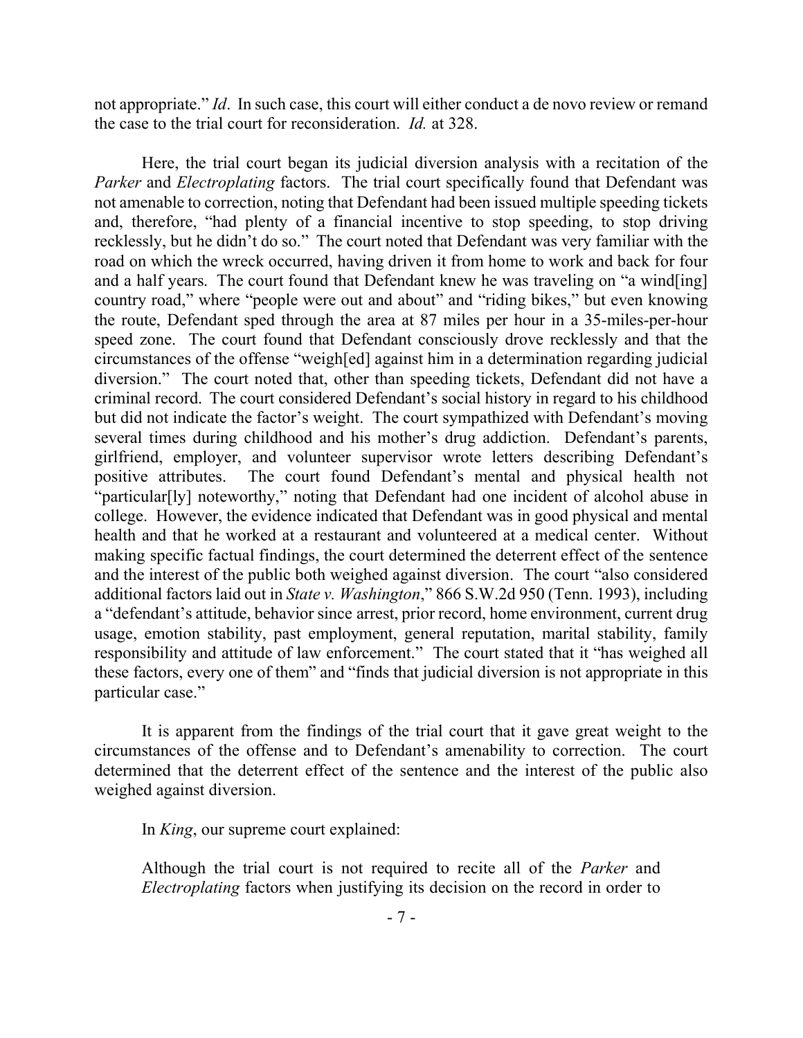not appropriate." *Id*. In such case, this court will either conduct a de novo review or remand the case to the trial court for reconsideration. *Id.* at 328.

Here, the trial court began its judicial diversion analysis with a recitation of the *Parker* and *Electroplating* factors. The trial court specifically found that Defendant was not amenable to correction, noting that Defendant had been issued multiple speeding tickets and, therefore, "had plenty of a financial incentive to stop speeding, to stop driving recklessly, but he didn't do so." The court noted that Defendant was very familiar with the road on which the wreck occurred, having driven it from home to work and back for four and a half years. The court found that Defendant knew he was traveling on "a wind[ing] country road," where "people were out and about" and "riding bikes," but even knowing the route, Defendant sped through the area at 87 miles per hour in a 35-miles-per-hour speed zone. The court found that Defendant consciously drove recklessly and that the circumstances of the offense "weigh[ed] against him in a determination regarding judicial diversion." The court noted that, other than speeding tickets, Defendant did not have a criminal record. The court considered Defendant's social history in regard to his childhood but did not indicate the factor's weight. The court sympathized with Defendant's moving several times during childhood and his mother's drug addiction. Defendant's parents, girlfriend, employer, and volunteer supervisor wrote letters describing Defendant's positive attributes. The court found Defendant's mental and physical health not "particular[ly] noteworthy," noting that Defendant had one incident of alcohol abuse in college. However, the evidence indicated that Defendant was in good physical and mental health and that he worked at a restaurant and volunteered at a medical center. Without making specific factual findings, the court determined the deterrent effect of the sentence and the interest of the public both weighed against diversion. The court "also considered additional factors laid out in *State v. Washington*," 866 S.W.2d 950 (Tenn. 1993), including a "defendant's attitude, behavior since arrest, prior record, home environment, current drug usage, emotion stability, past employment, general reputation, marital stability, family responsibility and attitude of law enforcement." The court stated that it "has weighed all these factors, every one of them" and "finds that judicial diversion is not appropriate in this particular case."

It is apparent from the findings of the trial court that it gave great weight to the circumstances of the offense and to Defendant's amenability to correction. The court determined that the deterrent effect of the sentence and the interest of the public also weighed against diversion.

In *King*, our supreme court explained:

> Although the trial court is not required to recite all of the *Parker* and *Electroplating* factors when justifying its decision on the record in order to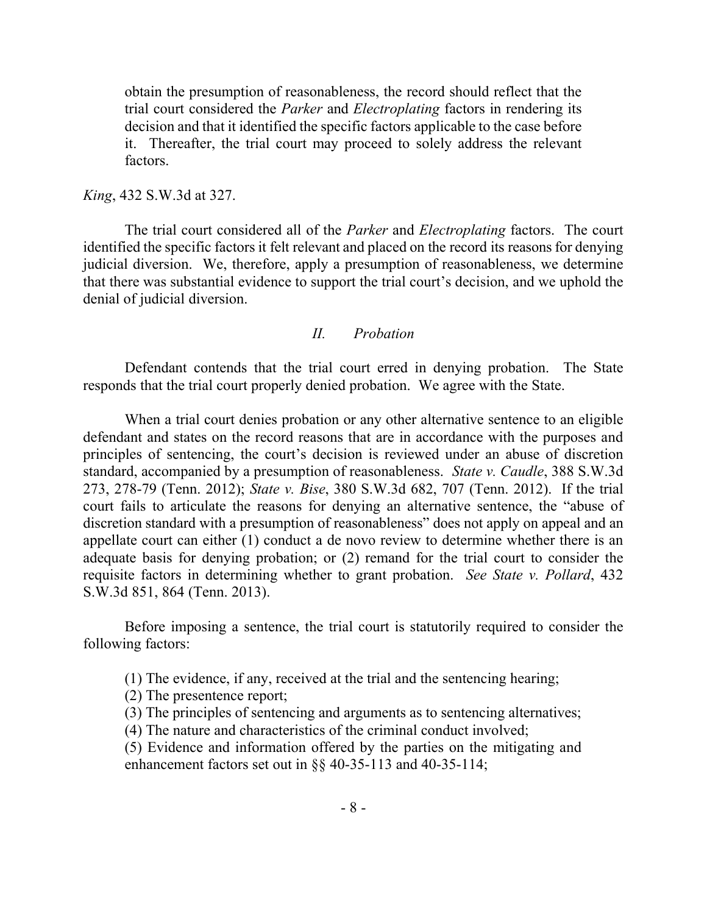obtain the presumption of reasonableness, the record should reflect that the trial court considered the *Parker* and *Electroplating* factors in rendering its decision and that it identified the specific factors applicable to the case before it. Thereafter, the trial court may proceed to solely address the relevant factors.

*King*, 432 S.W.3d at 327.

The trial court considered all of the *Parker* and *Electroplating* factors. The court identified the specific factors it felt relevant and placed on the record its reasons for denying judicial diversion. We, therefore, apply a presumption of reasonableness, we determine that there was substantial evidence to support the trial court's decision, and we uphold the denial of judicial diversion.

## *II. Probation*

Defendant contends that the trial court erred in denying probation. The State responds that the trial court properly denied probation. We agree with the State.

When a trial court denies probation or any other alternative sentence to an eligible defendant and states on the record reasons that are in accordance with the purposes and principles of sentencing, the court's decision is reviewed under an abuse of discretion standard, accompanied by a presumption of reasonableness. *State v. Caudle*, 388 S.W.3d 273, 278-79 (Tenn. 2012); *State v. Bise*, 380 S.W.3d 682, 707 (Tenn. 2012). If the trial court fails to articulate the reasons for denying an alternative sentence, the "abuse of discretion standard with a presumption of reasonableness" does not apply on appeal and an appellate court can either (1) conduct a de novo review to determine whether there is an adequate basis for denying probation; or (2) remand for the trial court to consider the requisite factors in determining whether to grant probation. *See State v. Pollard*, 432 S.W.3d 851, 864 (Tenn. 2013).

Before imposing a sentence, the trial court is statutorily required to consider the following factors:

(1) The evidence, if any, received at the trial and the sentencing hearing;
(2) The presentence report;
(3) The principles of sentencing and arguments as to sentencing alternatives;
(4) The nature and characteristics of the criminal conduct involved;
(5) Evidence and information offered by the parties on the mitigating and enhancement factors set out in §§ 40-35-113 and 40-35-114;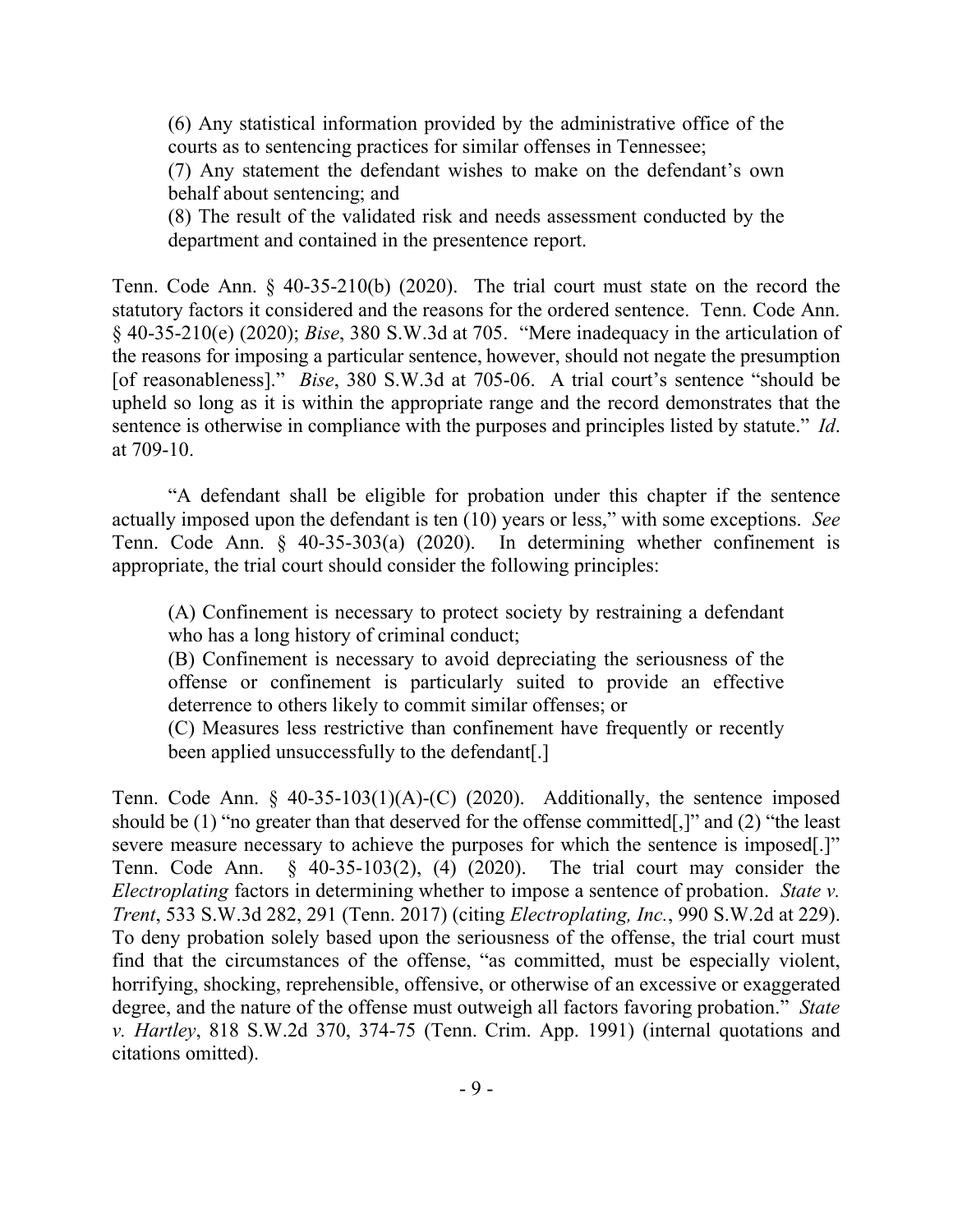> (6) Any statistical information provided by the administrative office of the courts as to sentencing practices for similar offenses in Tennessee;
>
> (7) Any statement the defendant wishes to make on the defendant's own behalf about sentencing; and
>
> (8) The result of the validated risk and needs assessment conducted by the department and contained in the presentence report.

Tenn. Code Ann. § 40-35-210(b) (2020). The trial court must state on the record the statutory factors it considered and the reasons for the ordered sentence. Tenn. Code Ann. § 40-35-210(e) (2020); *Bise*, 380 S.W.3d at 705. "Mere inadequacy in the articulation of the reasons for imposing a particular sentence, however, should not negate the presumption [of reasonableness]." *Bise*, 380 S.W.3d at 705-06. A trial court's sentence "should be upheld so long as it is within the appropriate range and the record demonstrates that the sentence is otherwise in compliance with the purposes and principles listed by statute." *Id*. at 709-10.

"A defendant shall be eligible for probation under this chapter if the sentence actually imposed upon the defendant is ten (10) years or less," with some exceptions. *See* Tenn. Code Ann. § 40-35-303(a) (2020). In determining whether confinement is appropriate, the trial court should consider the following principles:

> (A) Confinement is necessary to protect society by restraining a defendant who has a long history of criminal conduct;
>
> (B) Confinement is necessary to avoid depreciating the seriousness of the offense or confinement is particularly suited to provide an effective deterrence to others likely to commit similar offenses; or
>
> (C) Measures less restrictive than confinement have frequently or recently been applied unsuccessfully to the defendant[.]

Tenn. Code Ann. § 40-35-103(1)(A)-(C) (2020). Additionally, the sentence imposed should be (1) "no greater than that deserved for the offense committed[,]" and (2) "the least severe measure necessary to achieve the purposes for which the sentence is imposed[.]" Tenn. Code Ann. § 40-35-103(2), (4) (2020). The trial court may consider the *Electroplating* factors in determining whether to impose a sentence of probation. *State v. Trent*, 533 S.W.3d 282, 291 (Tenn. 2017) (citing *Electroplating, Inc.*, 990 S.W.2d at 229). To deny probation solely based upon the seriousness of the offense, the trial court must find that the circumstances of the offense, "as committed, must be especially violent, horrifying, shocking, reprehensible, offensive, or otherwise of an excessive or exaggerated degree, and the nature of the offense must outweigh all factors favoring probation." *State v. Hartley*, 818 S.W.2d 370, 374-75 (Tenn. Crim. App. 1991) (internal quotations and citations omitted).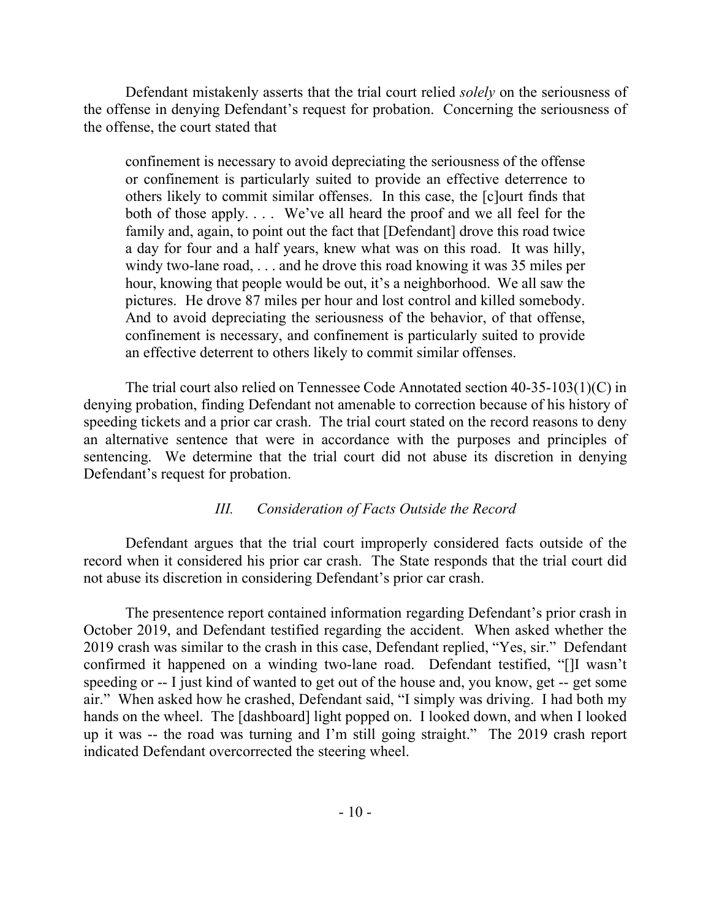Defendant mistakenly asserts that the trial court relied *solely* on the seriousness of the offense in denying Defendant's request for probation. Concerning the seriousness of the offense, the court stated that

> confinement is necessary to avoid depreciating the seriousness of the offense or confinement is particularly suited to provide an effective deterrence to others likely to commit similar offenses. In this case, the [c]ourt finds that both of those apply. . . . We've all heard the proof and we all feel for the family and, again, to point out the fact that [Defendant] drove this road twice a day for four and a half years, knew what was on this road. It was hilly, windy two-lane road, . . . and he drove this road knowing it was 35 miles per hour, knowing that people would be out, it's a neighborhood. We all saw the pictures. He drove 87 miles per hour and lost control and killed somebody. And to avoid depreciating the seriousness of the behavior, of that offense, confinement is necessary, and confinement is particularly suited to provide an effective deterrent to others likely to commit similar offenses.

The trial court also relied on Tennessee Code Annotated section 40-35-103(1)(C) in denying probation, finding Defendant not amenable to correction because of his history of speeding tickets and a prior car crash. The trial court stated on the record reasons to deny an alternative sentence that were in accordance with the purposes and principles of sentencing. We determine that the trial court did not abuse its discretion in denying Defendant's request for probation.

### *III. Consideration of Facts Outside the Record*

Defendant argues that the trial court improperly considered facts outside of the record when it considered his prior car crash. The State responds that the trial court did not abuse its discretion in considering Defendant's prior car crash.

The presentence report contained information regarding Defendant's prior crash in October 2019, and Defendant testified regarding the accident. When asked whether the 2019 crash was similar to the crash in this case, Defendant replied, "Yes, sir." Defendant confirmed it happened on a winding two-lane road. Defendant testified, "[]I wasn't speeding or -- I just kind of wanted to get out of the house and, you know, get -- get some air." When asked how he crashed, Defendant said, "I simply was driving. I had both my hands on the wheel. The [dashboard] light popped on. I looked down, and when I looked up it was -- the road was turning and I'm still going straight." The 2019 crash report indicated Defendant overcorrected the steering wheel.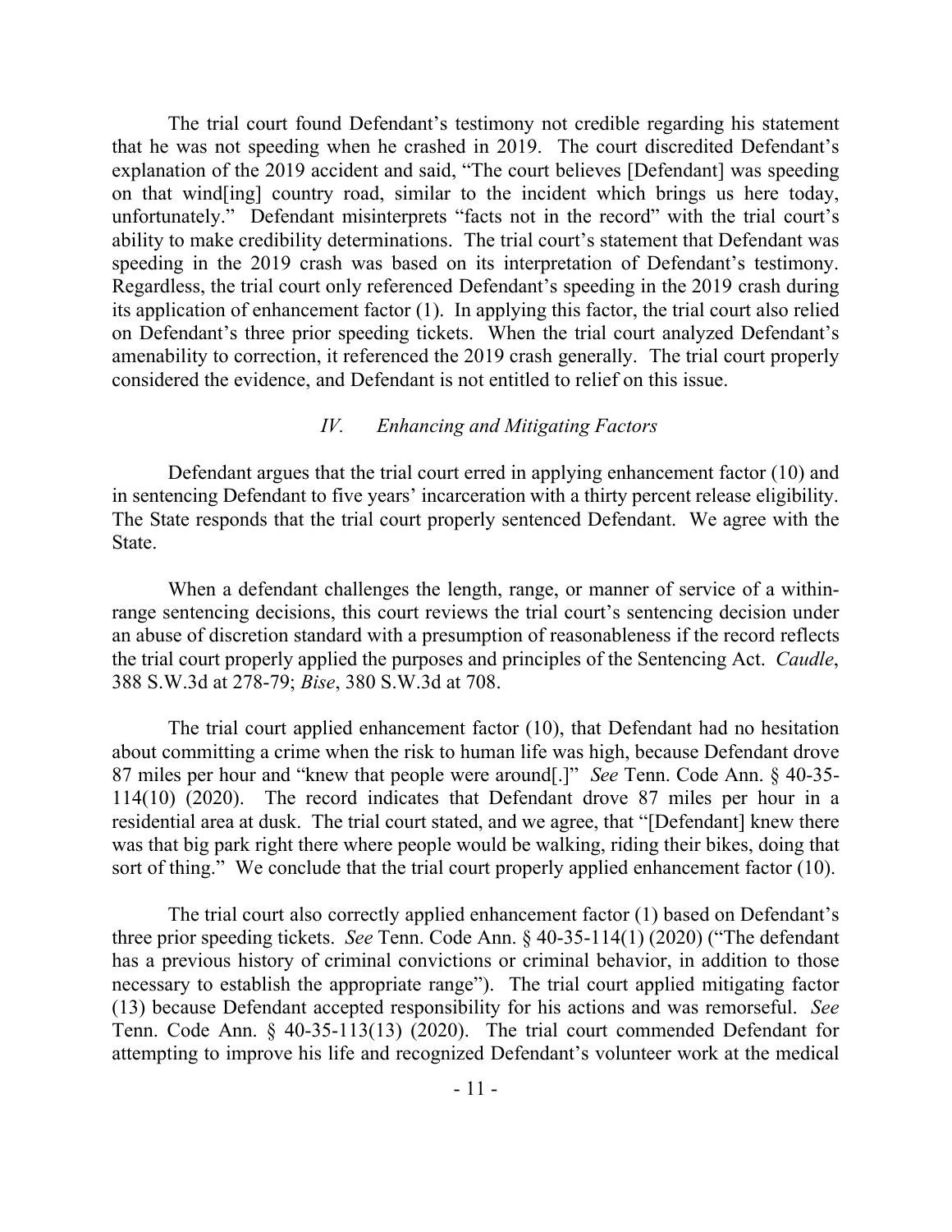The trial court found Defendant's testimony not credible regarding his statement that he was not speeding when he crashed in 2019. The court discredited Defendant's explanation of the 2019 accident and said, "The court believes [Defendant] was speeding on that wind[ing] country road, similar to the incident which brings us here today, unfortunately." Defendant misinterprets "facts not in the record" with the trial court's ability to make credibility determinations. The trial court's statement that Defendant was speeding in the 2019 crash was based on its interpretation of Defendant's testimony. Regardless, the trial court only referenced Defendant's speeding in the 2019 crash during its application of enhancement factor (1). In applying this factor, the trial court also relied on Defendant's three prior speeding tickets. When the trial court analyzed Defendant's amenability to correction, it referenced the 2019 crash generally. The trial court properly considered the evidence, and Defendant is not entitled to relief on this issue.

### *IV. Enhancing and Mitigating Factors*

Defendant argues that the trial court erred in applying enhancement factor (10) and in sentencing Defendant to five years' incarceration with a thirty percent release eligibility. The State responds that the trial court properly sentenced Defendant. We agree with the State.

When a defendant challenges the length, range, or manner of service of a within-range sentencing decisions, this court reviews the trial court's sentencing decision under an abuse of discretion standard with a presumption of reasonableness if the record reflects the trial court properly applied the purposes and principles of the Sentencing Act. *Caudle*, 388 S.W.3d at 278-79; *Bise*, 380 S.W.3d at 708.

The trial court applied enhancement factor (10), that Defendant had no hesitation about committing a crime when the risk to human life was high, because Defendant drove 87 miles per hour and "knew that people were around[.]" *See* Tenn. Code Ann. § 40-35-114(10) (2020). The record indicates that Defendant drove 87 miles per hour in a residential area at dusk. The trial court stated, and we agree, that "[Defendant] knew there was that big park right there where people would be walking, riding their bikes, doing that sort of thing." We conclude that the trial court properly applied enhancement factor (10).

The trial court also correctly applied enhancement factor (1) based on Defendant's three prior speeding tickets. *See* Tenn. Code Ann. § 40-35-114(1) (2020) ("The defendant has a previous history of criminal convictions or criminal behavior, in addition to those necessary to establish the appropriate range"). The trial court applied mitigating factor (13) because Defendant accepted responsibility for his actions and was remorseful. *See* Tenn. Code Ann. § 40-35-113(13) (2020). The trial court commended Defendant for attempting to improve his life and recognized Defendant's volunteer work at the medical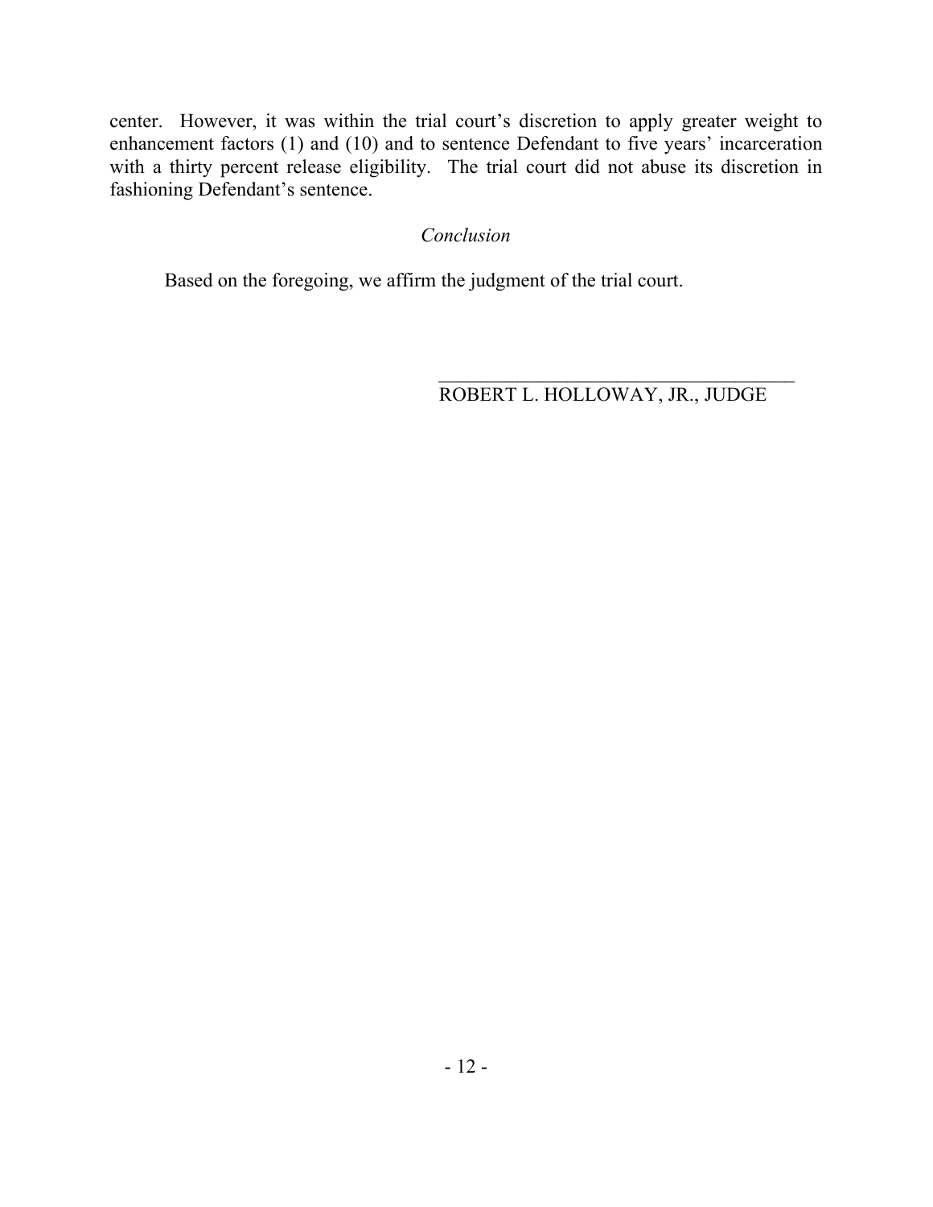center. However, it was within the trial court's discretion to apply greater weight to enhancement factors (1) and (10) and to sentence Defendant to five years' incarceration with a thirty percent release eligibility. The trial court did not abuse its discretion in fashioning Defendant's sentence.

*Conclusion*

Based on the foregoing, we affirm the judgment of the trial court.

\_\_\_\_\_\_\_\_\_\_\_\_\_\_\_\_\_\_\_\_\_\_\_\_\_\_\_\_\_\_\_\_\_\_\_\_\_\_
ROBERT L. HOLLOWAY, JR., JUDGE